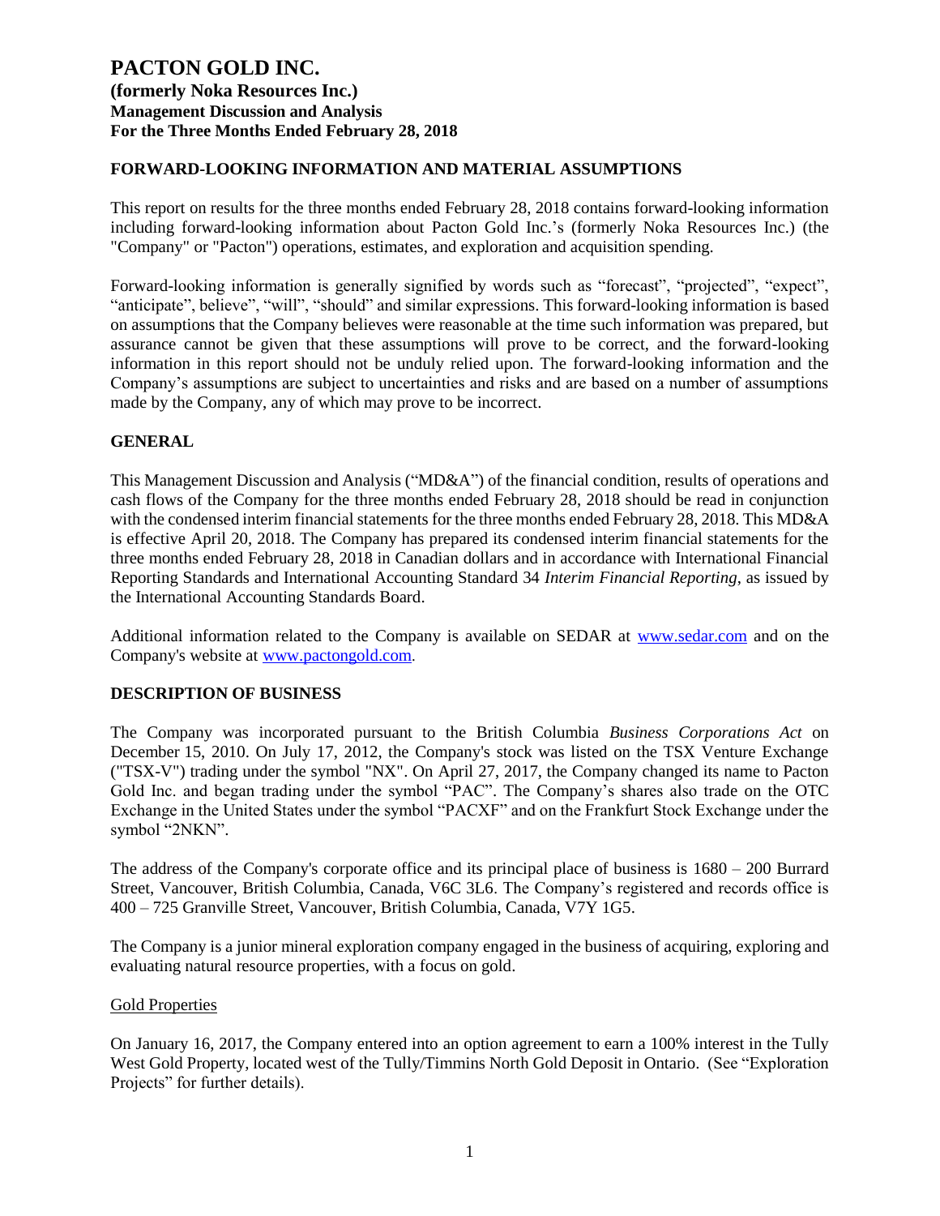# PACTON GOLD INC.
### (formerly Noka Resources Inc.)
### Management Discussion and Analysis
### For the Three Months Ended February 28, 2018

## FORWARD-LOOKING INFORMATION AND MATERIAL ASSUMPTIONS

This report on results for the three months ended February 28, 2018 contains forward-looking information including forward-looking information about Pacton Gold Inc.'s (formerly Noka Resources Inc.) (the "Company" or "Pacton") operations, estimates, and exploration and acquisition spending.

Forward-looking information is generally signified by words such as "forecast", "projected", "expect", "anticipate", believe", "will", "should" and similar expressions. This forward-looking information is based on assumptions that the Company believes were reasonable at the time such information was prepared, but assurance cannot be given that these assumptions will prove to be correct, and the forward-looking information in this report should not be unduly relied upon. The forward-looking information and the Company's assumptions are subject to uncertainties and risks and are based on a number of assumptions made by the Company, any of which may prove to be incorrect.

## GENERAL

This Management Discussion and Analysis ("MD&A") of the financial condition, results of operations and cash flows of the Company for the three months ended February 28, 2018 should be read in conjunction with the condensed interim financial statements for the three months ended February 28, 2018. This MD&A is effective April 20, 2018. The Company has prepared its condensed interim financial statements for the three months ended February 28, 2018 in Canadian dollars and in accordance with International Financial Reporting Standards and International Accounting Standard 34 *Interim Financial Reporting*, as issued by the International Accounting Standards Board.

Additional information related to the Company is available on SEDAR at www.sedar.com and on the Company's website at www.pactongold.com.

## DESCRIPTION OF BUSINESS

The Company was incorporated pursuant to the British Columbia *Business Corporations Act* on December 15, 2010. On July 17, 2012, the Company's stock was listed on the TSX Venture Exchange ("TSX-V") trading under the symbol "NX". On April 27, 2017, the Company changed its name to Pacton Gold Inc. and began trading under the symbol "PAC". The Company's shares also trade on the OTC Exchange in the United States under the symbol "PACXF" and on the Frankfurt Stock Exchange under the symbol "2NKN".

The address of the Company's corporate office and its principal place of business is 1680 – 200 Burrard Street, Vancouver, British Columbia, Canada, V6C 3L6. The Company's registered and records office is 400 – 725 Granville Street, Vancouver, British Columbia, Canada, V7Y 1G5.

The Company is a junior mineral exploration company engaged in the business of acquiring, exploring and evaluating natural resource properties, with a focus on gold.

Gold Properties

On January 16, 2017, the Company entered into an option agreement to earn a 100% interest in the Tully West Gold Property, located west of the Tully/Timmins North Gold Deposit in Ontario. (See "Exploration Projects" for further details).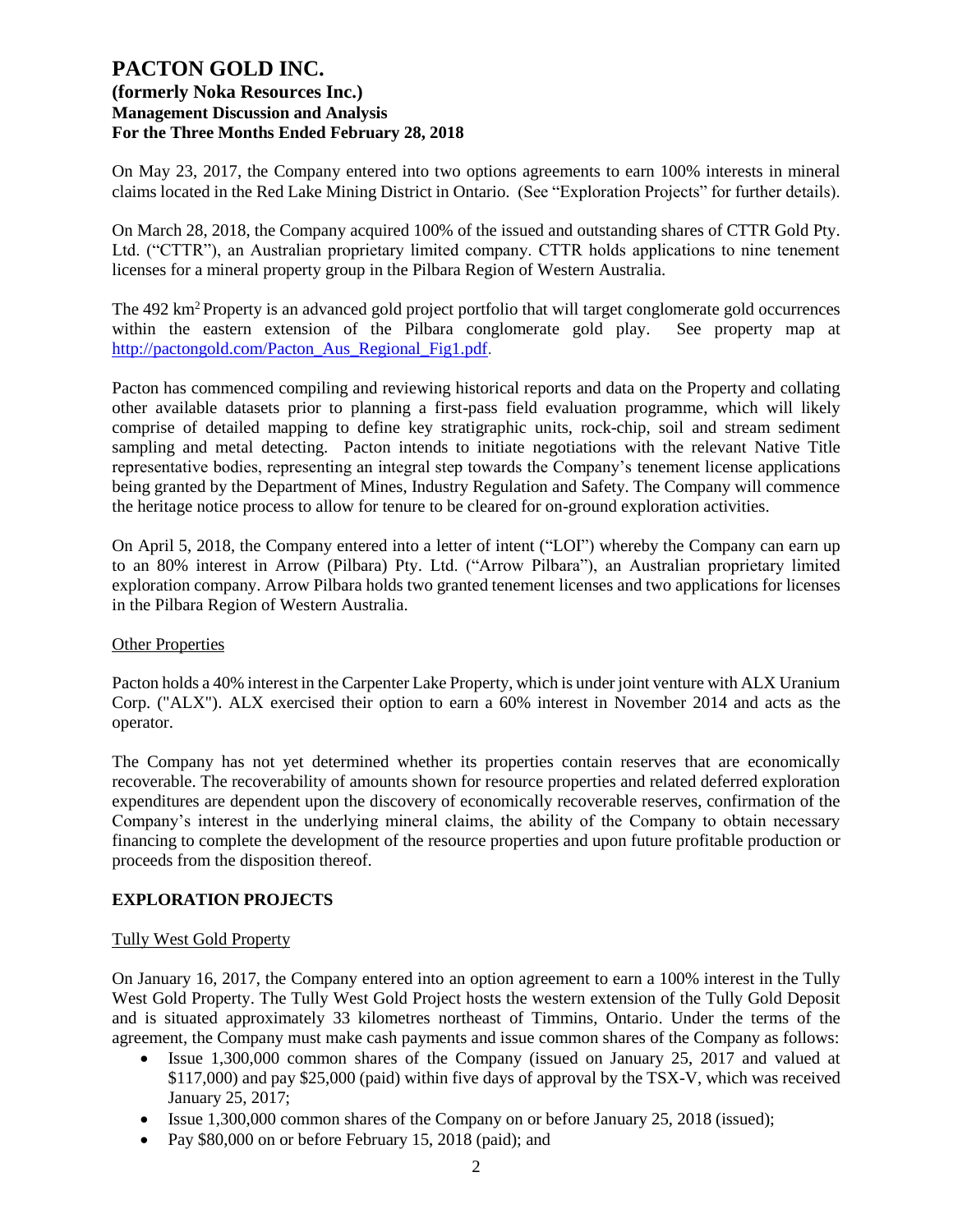On May 23, 2017, the Company entered into two options agreements to earn 100% interests in mineral claims located in the Red Lake Mining District in Ontario. (See "Exploration Projects" for further details).

On March 28, 2018, the Company acquired 100% of the issued and outstanding shares of CTTR Gold Pty. Ltd. ("CTTR"), an Australian proprietary limited company. CTTR holds applications to nine tenement licenses for a mineral property group in the Pilbara Region of Western Australia.

The 492 km$^2$ Property is an advanced gold project portfolio that will target conglomerate gold occurrences within the eastern extension of the Pilbara conglomerate gold play. See property map at http://pactongold.com/Pacton_Aus_Regional_Fig1.pdf.

Pacton has commenced compiling and reviewing historical reports and data on the Property and collating other available datasets prior to planning a first-pass field evaluation programme, which will likely comprise of detailed mapping to define key stratigraphic units, rock-chip, soil and stream sediment sampling and metal detecting. Pacton intends to initiate negotiations with the relevant Native Title representative bodies, representing an integral step towards the Company's tenement license applications being granted by the Department of Mines, Industry Regulation and Safety. The Company will commence the heritage notice process to allow for tenure to be cleared for on-ground exploration activities.

On April 5, 2018, the Company entered into a letter of intent ("LOI") whereby the Company can earn up to an 80% interest in Arrow (Pilbara) Pty. Ltd. ("Arrow Pilbara"), an Australian proprietary limited exploration company. Arrow Pilbara holds two granted tenement licenses and two applications for licenses in the Pilbara Region of Western Australia.

Other Properties

Pacton holds a 40% interest in the Carpenter Lake Property, which is under joint venture with ALX Uranium Corp. ("ALX"). ALX exercised their option to earn a 60% interest in November 2014 and acts as the operator.

The Company has not yet determined whether its properties contain reserves that are economically recoverable. The recoverability of amounts shown for resource properties and related deferred exploration expenditures are dependent upon the discovery of economically recoverable reserves, confirmation of the Company's interest in the underlying mineral claims, the ability of the Company to obtain necessary financing to complete the development of the resource properties and upon future profitable production or proceeds from the disposition thereof.

## EXPLORATION PROJECTS

Tully West Gold Property

On January 16, 2017, the Company entered into an option agreement to earn a 100% interest in the Tully West Gold Property. The Tully West Gold Project hosts the western extension of the Tully Gold Deposit and is situated approximately 33 kilometres northeast of Timmins, Ontario. Under the terms of the agreement, the Company must make cash payments and issue common shares of the Company as follows:

- Issue 1,300,000 common shares of the Company (issued on January 25, 2017 and valued at $117,000) and pay $25,000 (paid) within five days of approval by the TSX-V, which was received January 25, 2017;
- Issue 1,300,000 common shares of the Company on or before January 25, 2018 (issued);
- Pay $80,000 on or before February 15, 2018 (paid); and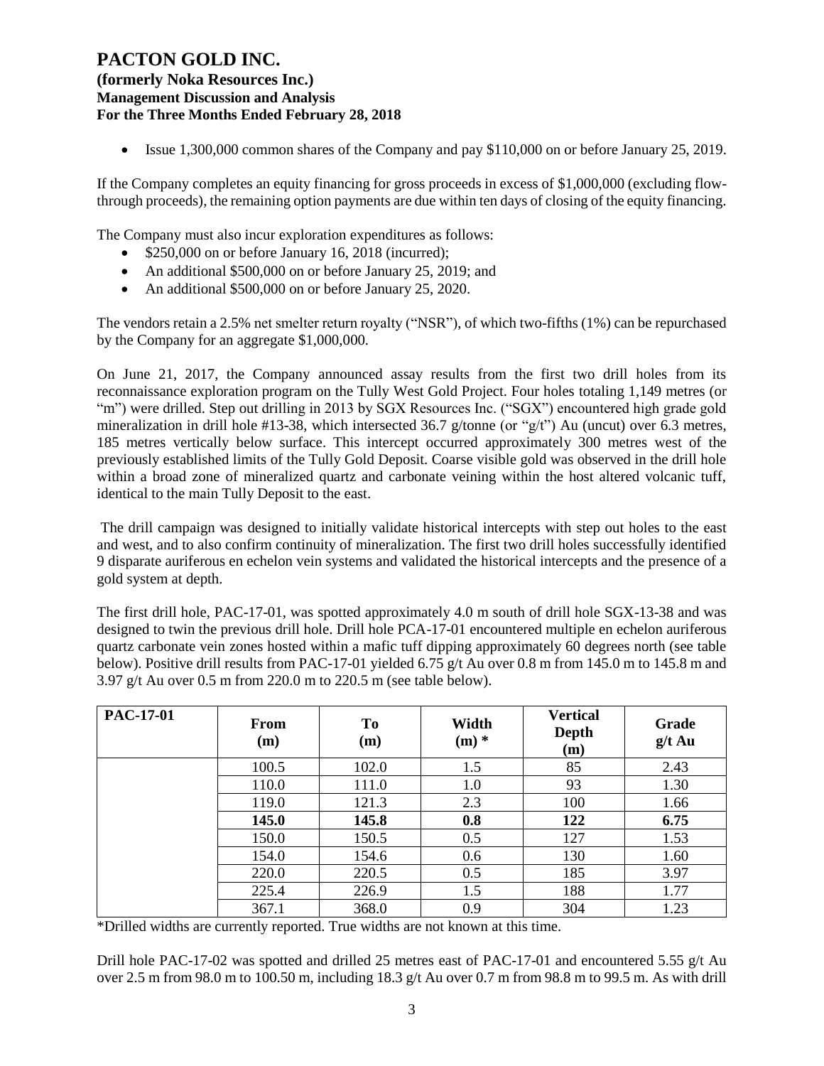- Issue 1,300,000 common shares of the Company and pay $110,000 on or before January 25, 2019.

If the Company completes an equity financing for gross proceeds in excess of $1,000,000 (excluding flow-through proceeds), the remaining option payments are due within ten days of closing of the equity financing.

The Company must also incur exploration expenditures as follows:

- $250,000 on or before January 16, 2018 (incurred);
- An additional $500,000 on or before January 25, 2019; and
- An additional $500,000 on or before January 25, 2020.

The vendors retain a 2.5% net smelter return royalty ("NSR"), of which two-fifths (1%) can be repurchased by the Company for an aggregate $1,000,000.

On June 21, 2017, the Company announced assay results from the first two drill holes from its reconnaissance exploration program on the Tully West Gold Project. Four holes totaling 1,149 metres (or "m") were drilled. Step out drilling in 2013 by SGX Resources Inc. ("SGX") encountered high grade gold mineralization in drill hole #13-38, which intersected 36.7 g/tonne (or "g/t") Au (uncut) over 6.3 metres, 185 metres vertically below surface. This intercept occurred approximately 300 metres west of the previously established limits of the Tully Gold Deposit. Coarse visible gold was observed in the drill hole within a broad zone of mineralized quartz and carbonate veining within the host altered volcanic tuff, identical to the main Tully Deposit to the east.

The drill campaign was designed to initially validate historical intercepts with step out holes to the east and west, and to also confirm continuity of mineralization. The first two drill holes successfully identified 9 disparate auriferous en echelon vein systems and validated the historical intercepts and the presence of a gold system at depth.

The first drill hole, PAC-17-01, was spotted approximately 4.0 m south of drill hole SGX-13-38 and was designed to twin the previous drill hole. Drill hole PCA-17-01 encountered multiple en echelon auriferous quartz carbonate vein zones hosted within a mafic tuff dipping approximately 60 degrees north (see table below). Positive drill results from PAC-17-01 yielded 6.75 g/t Au over 0.8 m from 145.0 m to 145.8 m and 3.97 g/t Au over 0.5 m from 220.0 m to 220.5 m (see table below).

| PAC-17-01 | From (m) | To (m) | Width (m) * | Vertical Depth (m) | Grade g/t Au |
|---|---|---|---|---|---|
| | 100.5 | 102.0 | 1.5 | 85 | 2.43 |
| | 110.0 | 111.0 | 1.0 | 93 | 1.30 |
| | 119.0 | 121.3 | 2.3 | 100 | 1.66 |
| | **145.0** | **145.8** | **0.8** | **122** | **6.75** |
| | 150.0 | 150.5 | 0.5 | 127 | 1.53 |
| | 154.0 | 154.6 | 0.6 | 130 | 1.60 |
| | 220.0 | 220.5 | 0.5 | 185 | 3.97 |
| | 225.4 | 226.9 | 1.5 | 188 | 1.77 |
| | 367.1 | 368.0 | 0.9 | 304 | 1.23 |

*Drilled widths are currently reported. True widths are not known at this time.

Drill hole PAC-17-02 was spotted and drilled 25 metres east of PAC-17-01 and encountered 5.55 g/t Au over 2.5 m from 98.0 m to 100.50 m, including 18.3 g/t Au over 0.7 m from 98.8 m to 99.5 m. As with drill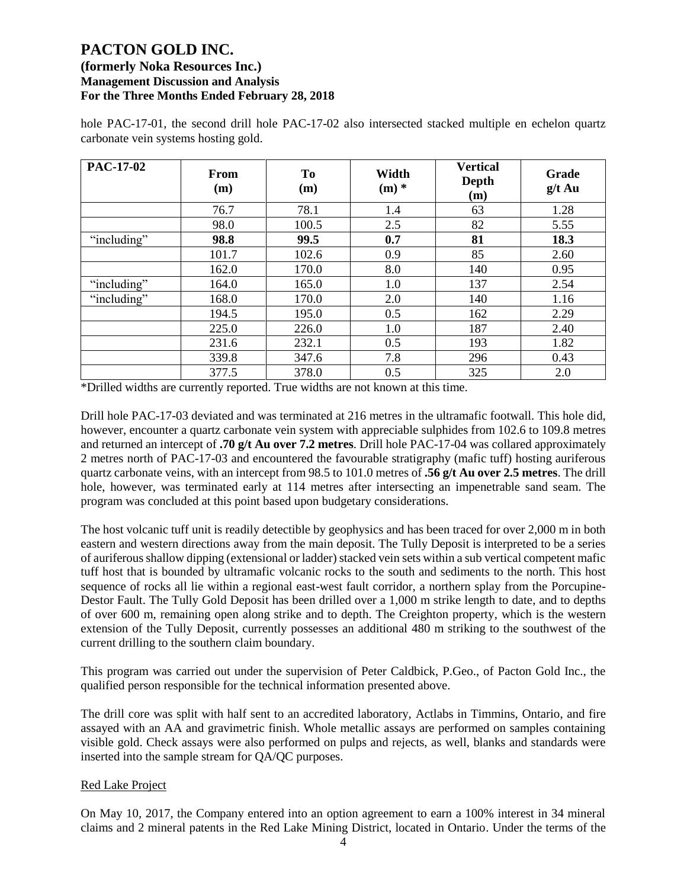hole PAC-17-01, the second drill hole PAC-17-02 also intersected stacked multiple en echelon quartz carbonate vein systems hosting gold.

| PAC-17-02 | From (m) | To (m) | Width (m) * | Vertical Depth (m) | Grade g/t Au |
|---|---|---|---|---|---|
| | 76.7 | 78.1 | 1.4 | 63 | 1.28 |
| | 98.0 | 100.5 | 2.5 | 82 | 5.55 |
| "including" | **98.8** | **99.5** | **0.7** | **81** | **18.3** |
| | 101.7 | 102.6 | 0.9 | 85 | 2.60 |
| | 162.0 | 170.0 | 8.0 | 140 | 0.95 |
| "including" | 164.0 | 165.0 | 1.0 | 137 | 2.54 |
| "including" | 168.0 | 170.0 | 2.0 | 140 | 1.16 |
| | 194.5 | 195.0 | 0.5 | 162 | 2.29 |
| | 225.0 | 226.0 | 1.0 | 187 | 2.40 |
| | 231.6 | 232.1 | 0.5 | 193 | 1.82 |
| | 339.8 | 347.6 | 7.8 | 296 | 0.43 |
| | 377.5 | 378.0 | 0.5 | 325 | 2.0 |

*Drilled widths are currently reported. True widths are not known at this time.

Drill hole PAC-17-03 deviated and was terminated at 216 metres in the ultramafic footwall. This hole did, however, encounter a quartz carbonate vein system with appreciable sulphides from 102.6 to 109.8 metres and returned an intercept of **.70 g/t Au over 7.2 metres**. Drill hole PAC-17-04 was collared approximately 2 metres north of PAC-17-03 and encountered the favourable stratigraphy (mafic tuff) hosting auriferous quartz carbonate veins, with an intercept from 98.5 to 101.0 metres of **.56 g/t Au over 2.5 metres**. The drill hole, however, was terminated early at 114 metres after intersecting an impenetrable sand seam. The program was concluded at this point based upon budgetary considerations.

The host volcanic tuff unit is readily detectible by geophysics and has been traced for over 2,000 m in both eastern and western directions away from the main deposit. The Tully Deposit is interpreted to be a series of auriferous shallow dipping (extensional or ladder) stacked vein sets within a sub vertical competent mafic tuff host that is bounded by ultramafic volcanic rocks to the south and sediments to the north. This host sequence of rocks all lie within a regional east-west fault corridor, a northern splay from the Porcupine-Destor Fault. The Tully Gold Deposit has been drilled over a 1,000 m strike length to date, and to depths of over 600 m, remaining open along strike and to depth. The Creighton property, which is the western extension of the Tully Deposit, currently possesses an additional 480 m striking to the southwest of the current drilling to the southern claim boundary.

This program was carried out under the supervision of Peter Caldbick, P.Geo., of Pacton Gold Inc., the qualified person responsible for the technical information presented above.

The drill core was split with half sent to an accredited laboratory, Actlabs in Timmins, Ontario, and fire assayed with an AA and gravimetric finish. Whole metallic assays are performed on samples containing visible gold. Check assays were also performed on pulps and rejects, as well, blanks and standards were inserted into the sample stream for QA/QC purposes.

Red Lake Project

On May 10, 2017, the Company entered into an option agreement to earn a 100% interest in 34 mineral claims and 2 mineral patents in the Red Lake Mining District, located in Ontario. Under the terms of the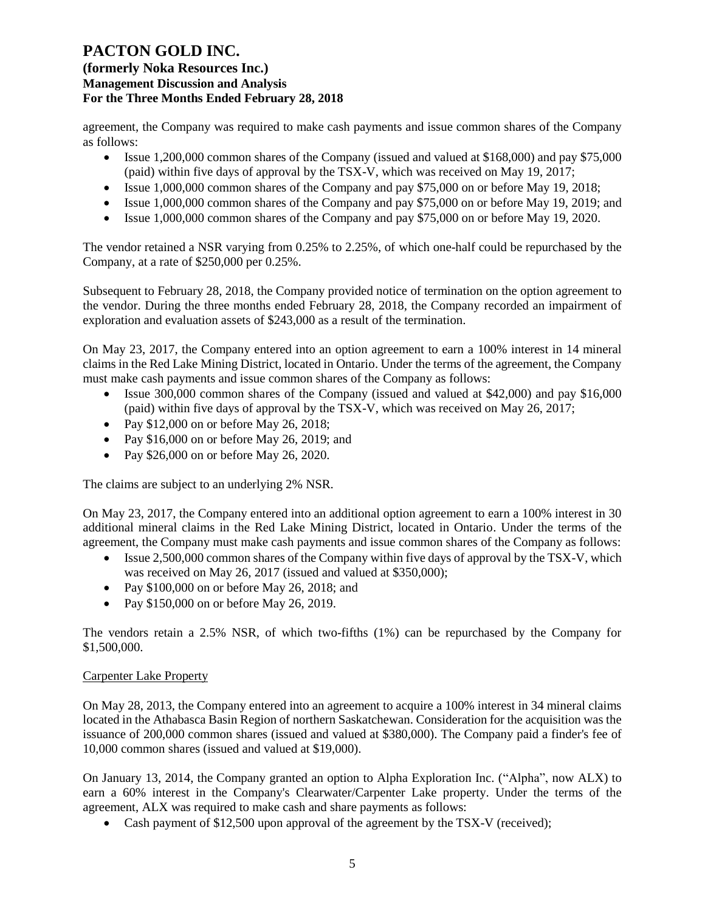agreement, the Company was required to make cash payments and issue common shares of the Company as follows:

- Issue 1,200,000 common shares of the Company (issued and valued at $168,000) and pay $75,000 (paid) within five days of approval by the TSX-V, which was received on May 19, 2017;
- Issue 1,000,000 common shares of the Company and pay $75,000 on or before May 19, 2018;
- Issue 1,000,000 common shares of the Company and pay $75,000 on or before May 19, 2019; and
- Issue 1,000,000 common shares of the Company and pay $75,000 on or before May 19, 2020.

The vendor retained a NSR varying from 0.25% to 2.25%, of which one-half could be repurchased by the Company, at a rate of $250,000 per 0.25%.

Subsequent to February 28, 2018, the Company provided notice of termination on the option agreement to the vendor. During the three months ended February 28, 2018, the Company recorded an impairment of exploration and evaluation assets of $243,000 as a result of the termination.

On May 23, 2017, the Company entered into an option agreement to earn a 100% interest in 14 mineral claims in the Red Lake Mining District, located in Ontario. Under the terms of the agreement, the Company must make cash payments and issue common shares of the Company as follows:

- Issue 300,000 common shares of the Company (issued and valued at $42,000) and pay $16,000 (paid) within five days of approval by the TSX-V, which was received on May 26, 2017;
- Pay $12,000 on or before May 26, 2018;
- Pay $16,000 on or before May 26, 2019; and
- Pay $26,000 on or before May 26, 2020.

The claims are subject to an underlying 2% NSR.

On May 23, 2017, the Company entered into an additional option agreement to earn a 100% interest in 30 additional mineral claims in the Red Lake Mining District, located in Ontario. Under the terms of the agreement, the Company must make cash payments and issue common shares of the Company as follows:

- Issue 2,500,000 common shares of the Company within five days of approval by the TSX-V, which was received on May 26, 2017 (issued and valued at $350,000);
- Pay $100,000 on or before May 26, 2018; and
- Pay $150,000 on or before May 26, 2019.

The vendors retain a 2.5% NSR, of which two-fifths (1%) can be repurchased by the Company for $1,500,000.

Carpenter Lake Property

On May 28, 2013, the Company entered into an agreement to acquire a 100% interest in 34 mineral claims located in the Athabasca Basin Region of northern Saskatchewan. Consideration for the acquisition was the issuance of 200,000 common shares (issued and valued at $380,000). The Company paid a finder's fee of 10,000 common shares (issued and valued at $19,000).

On January 13, 2014, the Company granted an option to Alpha Exploration Inc. ("Alpha", now ALX) to earn a 60% interest in the Company's Clearwater/Carpenter Lake property. Under the terms of the agreement, ALX was required to make cash and share payments as follows:

- Cash payment of $12,500 upon approval of the agreement by the TSX-V (received);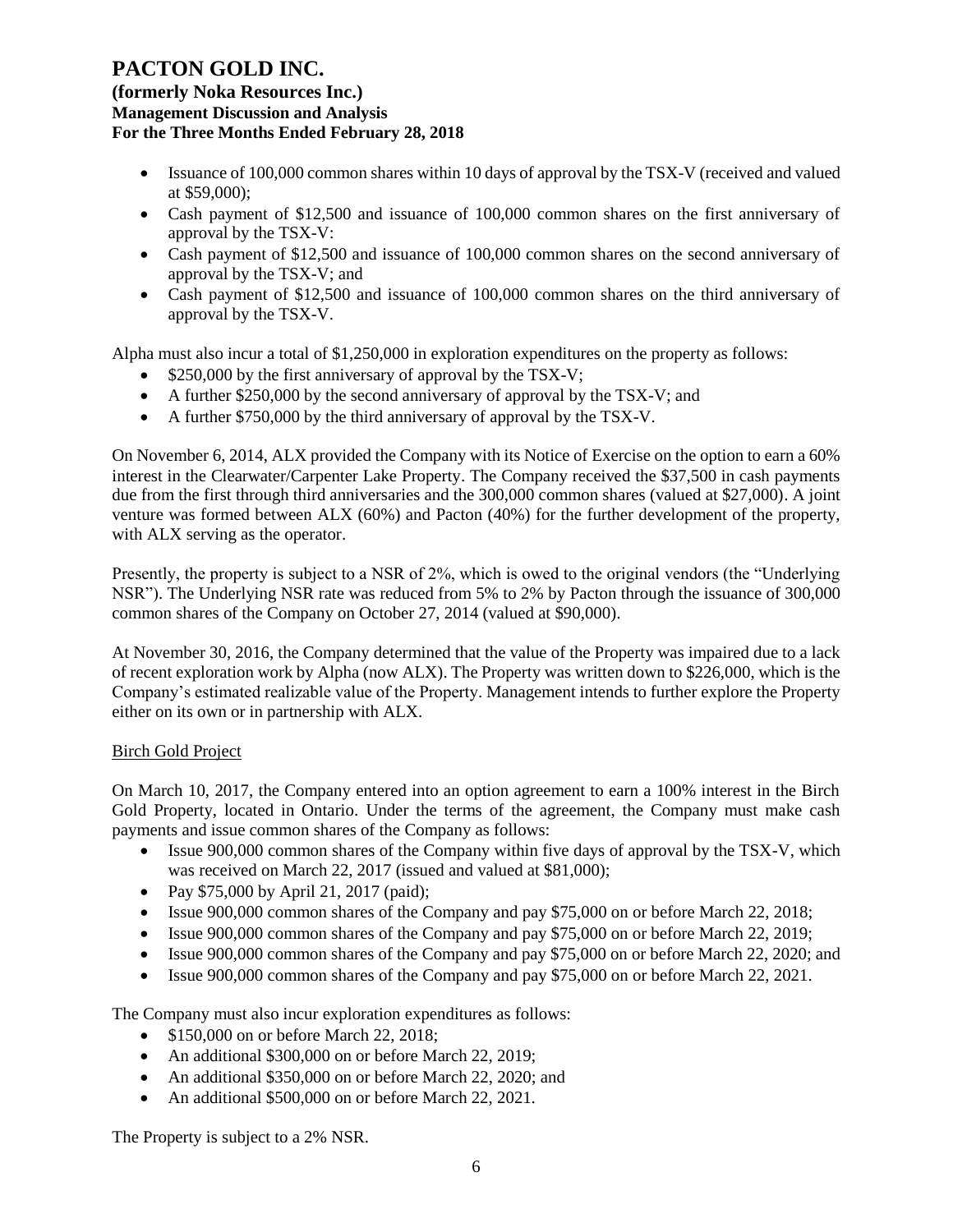- Issuance of 100,000 common shares within 10 days of approval by the TSX-V (received and valued at $59,000);
- Cash payment of $12,500 and issuance of 100,000 common shares on the first anniversary of approval by the TSX-V:
- Cash payment of $12,500 and issuance of 100,000 common shares on the second anniversary of approval by the TSX-V; and
- Cash payment of $12,500 and issuance of 100,000 common shares on the third anniversary of approval by the TSX-V.

Alpha must also incur a total of $1,250,000 in exploration expenditures on the property as follows:

- $250,000 by the first anniversary of approval by the TSX-V;
- A further $250,000 by the second anniversary of approval by the TSX-V; and
- A further $750,000 by the third anniversary of approval by the TSX-V.

On November 6, 2014, ALX provided the Company with its Notice of Exercise on the option to earn a 60% interest in the Clearwater/Carpenter Lake Property. The Company received the $37,500 in cash payments due from the first through third anniversaries and the 300,000 common shares (valued at $27,000). A joint venture was formed between ALX (60%) and Pacton (40%) for the further development of the property, with ALX serving as the operator.

Presently, the property is subject to a NSR of 2%, which is owed to the original vendors (the "Underlying NSR"). The Underlying NSR rate was reduced from 5% to 2% by Pacton through the issuance of 300,000 common shares of the Company on October 27, 2014 (valued at $90,000).

At November 30, 2016, the Company determined that the value of the Property was impaired due to a lack of recent exploration work by Alpha (now ALX). The Property was written down to $226,000, which is the Company's estimated realizable value of the Property. Management intends to further explore the Property either on its own or in partnership with ALX.

### Birch Gold Project

On March 10, 2017, the Company entered into an option agreement to earn a 100% interest in the Birch Gold Property, located in Ontario. Under the terms of the agreement, the Company must make cash payments and issue common shares of the Company as follows:

- Issue 900,000 common shares of the Company within five days of approval by the TSX-V, which was received on March 22, 2017 (issued and valued at $81,000);
- Pay $75,000 by April 21, 2017 (paid);
- Issue 900,000 common shares of the Company and pay $75,000 on or before March 22, 2018;
- Issue 900,000 common shares of the Company and pay $75,000 on or before March 22, 2019;
- Issue 900,000 common shares of the Company and pay $75,000 on or before March 22, 2020; and
- Issue 900,000 common shares of the Company and pay $75,000 on or before March 22, 2021.

The Company must also incur exploration expenditures as follows:

- $150,000 on or before March 22, 2018;
- An additional $300,000 on or before March 22, 2019;
- An additional $350,000 on or before March 22, 2020; and
- An additional $500,000 on or before March 22, 2021.

The Property is subject to a 2% NSR.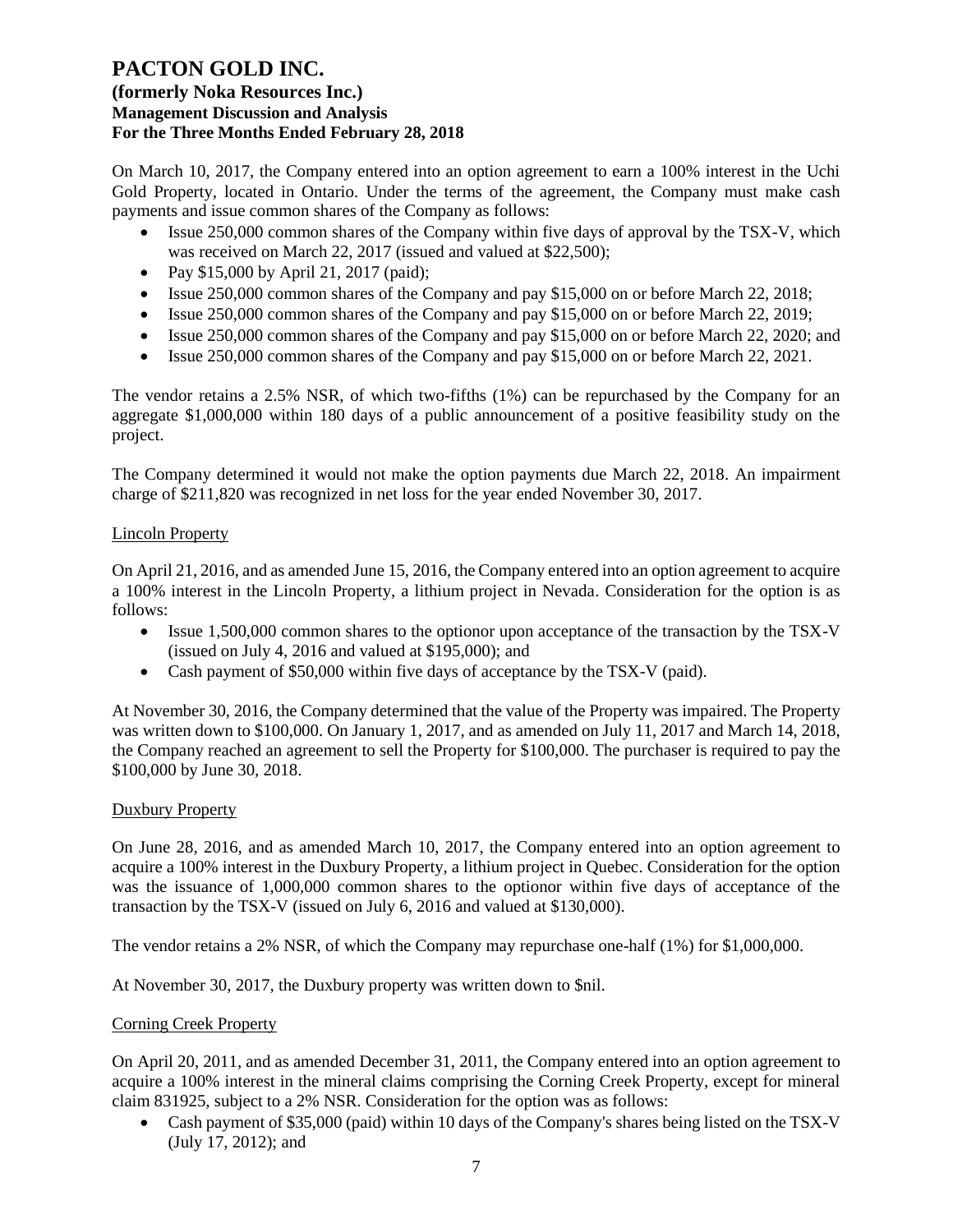On March 10, 2017, the Company entered into an option agreement to earn a 100% interest in the Uchi Gold Property, located in Ontario. Under the terms of the agreement, the Company must make cash payments and issue common shares of the Company as follows:

- Issue 250,000 common shares of the Company within five days of approval by the TSX-V, which was received on March 22, 2017 (issued and valued at $22,500);
- Pay $15,000 by April 21, 2017 (paid);
- Issue 250,000 common shares of the Company and pay $15,000 on or before March 22, 2018;
- Issue 250,000 common shares of the Company and pay $15,000 on or before March 22, 2019;
- Issue 250,000 common shares of the Company and pay $15,000 on or before March 22, 2020; and
- Issue 250,000 common shares of the Company and pay $15,000 on or before March 22, 2021.

The vendor retains a 2.5% NSR, of which two-fifths (1%) can be repurchased by the Company for an aggregate $1,000,000 within 180 days of a public announcement of a positive feasibility study on the project.

The Company determined it would not make the option payments due March 22, 2018. An impairment charge of $211,820 was recognized in net loss for the year ended November 30, 2017.

### Lincoln Property

On April 21, 2016, and as amended June 15, 2016, the Company entered into an option agreement to acquire a 100% interest in the Lincoln Property, a lithium project in Nevada. Consideration for the option is as follows:

- Issue 1,500,000 common shares to the optionor upon acceptance of the transaction by the TSX-V (issued on July 4, 2016 and valued at $195,000); and
- Cash payment of $50,000 within five days of acceptance by the TSX-V (paid).

At November 30, 2016, the Company determined that the value of the Property was impaired. The Property was written down to $100,000. On January 1, 2017, and as amended on July 11, 2017 and March 14, 2018, the Company reached an agreement to sell the Property for $100,000. The purchaser is required to pay the $100,000 by June 30, 2018.

### Duxbury Property

On June 28, 2016, and as amended March 10, 2017, the Company entered into an option agreement to acquire a 100% interest in the Duxbury Property, a lithium project in Quebec. Consideration for the option was the issuance of 1,000,000 common shares to the optionor within five days of acceptance of the transaction by the TSX-V (issued on July 6, 2016 and valued at $130,000).

The vendor retains a 2% NSR, of which the Company may repurchase one-half (1%) for $1,000,000.

At November 30, 2017, the Duxbury property was written down to $nil.

### Corning Creek Property

On April 20, 2011, and as amended December 31, 2011, the Company entered into an option agreement to acquire a 100% interest in the mineral claims comprising the Corning Creek Property, except for mineral claim 831925, subject to a 2% NSR. Consideration for the option was as follows:

- Cash payment of $35,000 (paid) within 10 days of the Company's shares being listed on the TSX-V (July 17, 2012); and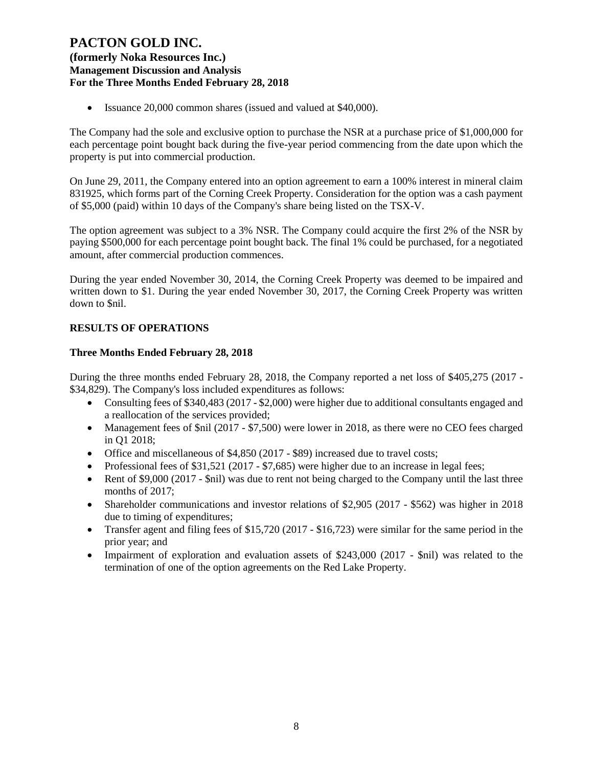- Issuance 20,000 common shares (issued and valued at $40,000).

The Company had the sole and exclusive option to purchase the NSR at a purchase price of $1,000,000 for each percentage point bought back during the five-year period commencing from the date upon which the property is put into commercial production.

On June 29, 2011, the Company entered into an option agreement to earn a 100% interest in mineral claim 831925, which forms part of the Corning Creek Property. Consideration for the option was a cash payment of $5,000 (paid) within 10 days of the Company's share being listed on the TSX-V.

The option agreement was subject to a 3% NSR. The Company could acquire the first 2% of the NSR by paying $500,000 for each percentage point bought back. The final 1% could be purchased, for a negotiated amount, after commercial production commences.

During the year ended November 30, 2014, the Corning Creek Property was deemed to be impaired and written down to $1. During the year ended November 30, 2017, the Corning Creek Property was written down to $nil.

## RESULTS OF OPERATIONS

### Three Months Ended February 28, 2018

During the three months ended February 28, 2018, the Company reported a net loss of $405,275 (2017 - $34,829). The Company's loss included expenditures as follows:

- Consulting fees of $340,483 (2017 - $2,000) were higher due to additional consultants engaged and a reallocation of the services provided;
- Management fees of $nil (2017 - $7,500) were lower in 2018, as there were no CEO fees charged in Q1 2018;
- Office and miscellaneous of $4,850 (2017 - $89) increased due to travel costs;
- Professional fees of $31,521 (2017 - $7,685) were higher due to an increase in legal fees;
- Rent of $9,000 (2017 - $nil) was due to rent not being charged to the Company until the last three months of 2017;
- Shareholder communications and investor relations of $2,905 (2017 - $562) was higher in 2018 due to timing of expenditures;
- Transfer agent and filing fees of $15,720 (2017 - $16,723) were similar for the same period in the prior year; and
- Impairment of exploration and evaluation assets of $243,000 (2017 - $nil) was related to the termination of one of the option agreements on the Red Lake Property.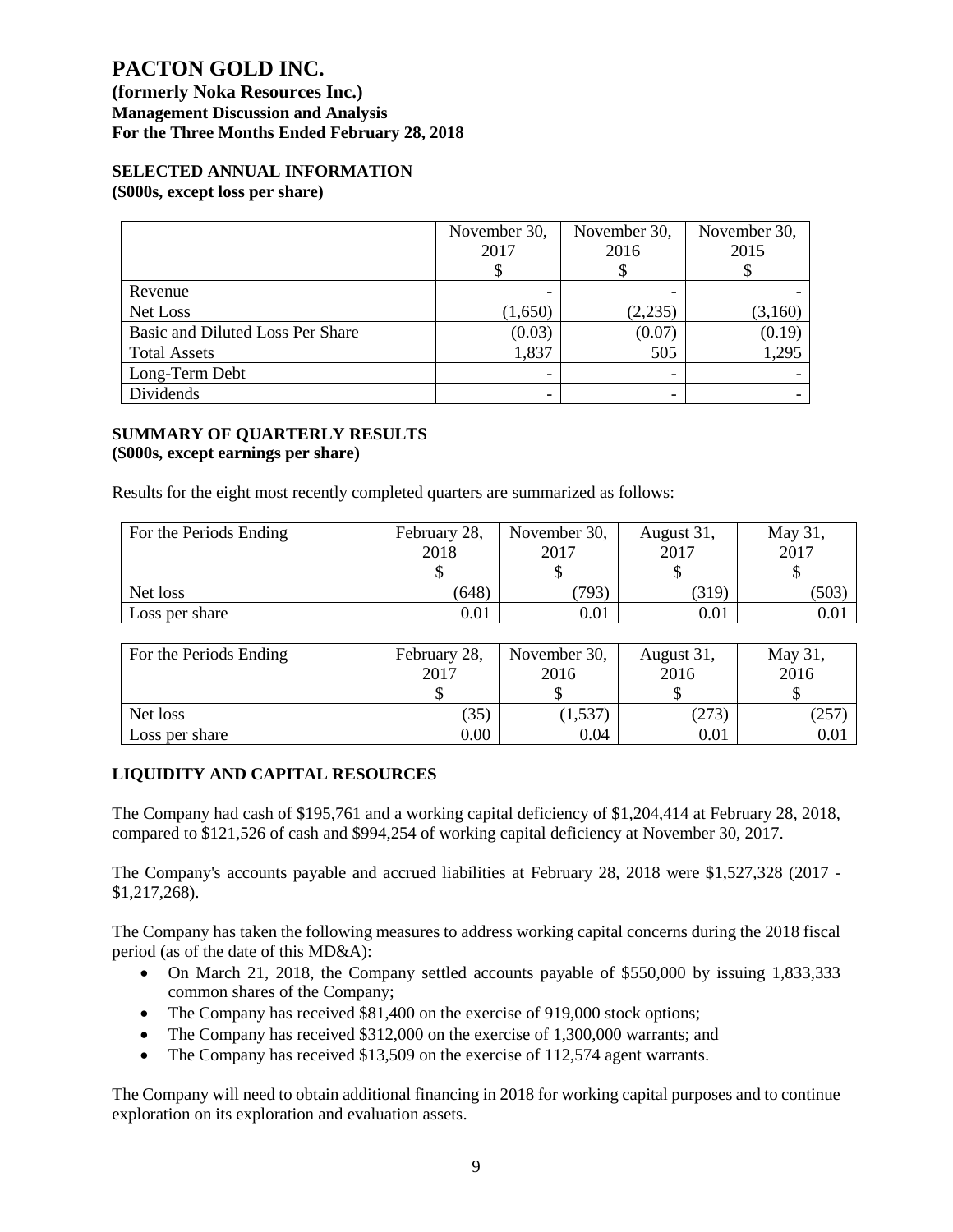# PACTON GOLD INC.

**(formerly Noka Resources Inc.)**
**Management Discussion and Analysis**
**For the Three Months Ended February 28, 2018**

## SELECTED ANNUAL INFORMATION

**($000s, except loss per share)**

| | November 30, 2017 $ | November 30, 2016 $ | November 30, 2015 $ |
|---|---|---|---|
| Revenue | - | - | - |
| Net Loss | (1,650) | (2,235) | (3,160) |
| Basic and Diluted Loss Per Share | (0.03) | (0.07) | (0.19) |
| Total Assets | 1,837 | 505 | 1,295 |
| Long-Term Debt | - | - | - |
| Dividends | - | - | - |

## SUMMARY OF QUARTERLY RESULTS

**($000s, except earnings per share)**

Results for the eight most recently completed quarters are summarized as follows:

| For the Periods Ending | February 28, 2018 $ | November 30, 2017 $ | August 31, 2017 $ | May 31, 2017 $ |
|---|---|---|---|---|
| Net loss | (648) | (793) | (319) | (503) |
| Loss per share | 0.01 | 0.01 | 0.01 | 0.01 |

| For the Periods Ending | February 28, 2017 $ | November 30, 2016 $ | August 31, 2016 $ | May 31, 2016 $ |
|---|---|---|---|---|
| Net loss | (35) | (1,537) | (273) | (257) |
| Loss per share | 0.00 | 0.04 | 0.01 | 0.01 |

## LIQUIDITY AND CAPITAL RESOURCES

The Company had cash of $195,761 and a working capital deficiency of $1,204,414 at February 28, 2018, compared to $121,526 of cash and $994,254 of working capital deficiency at November 30, 2017.

The Company's accounts payable and accrued liabilities at February 28, 2018 were $1,527,328 (2017 - $1,217,268).

The Company has taken the following measures to address working capital concerns during the 2018 fiscal period (as of the date of this MD&A):

- On March 21, 2018, the Company settled accounts payable of $550,000 by issuing 1,833,333 common shares of the Company;
- The Company has received $81,400 on the exercise of 919,000 stock options;
- The Company has received $312,000 on the exercise of 1,300,000 warrants; and
- The Company has received $13,509 on the exercise of 112,574 agent warrants.

The Company will need to obtain additional financing in 2018 for working capital purposes and to continue exploration on its exploration and evaluation assets.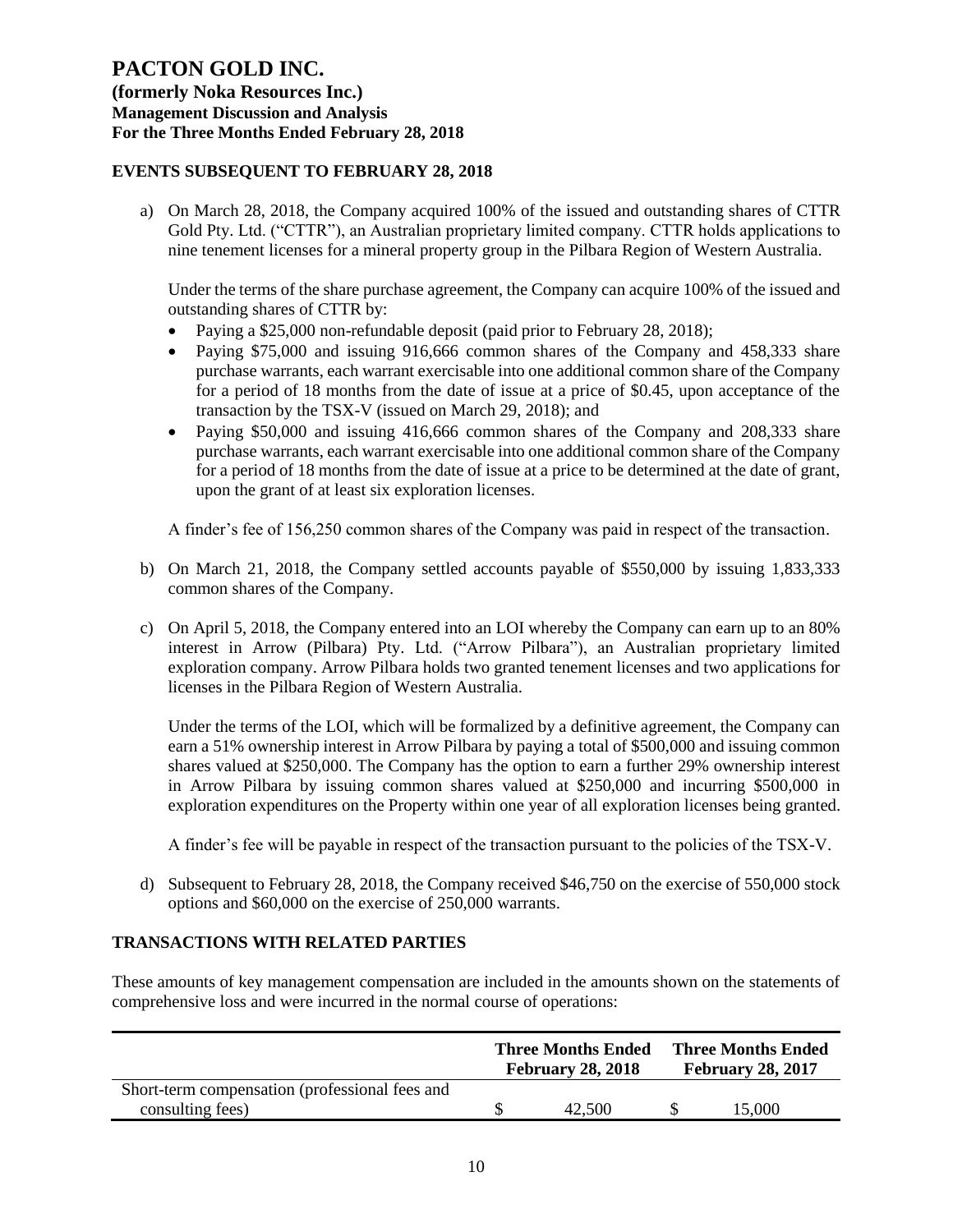## EVENTS SUBSEQUENT TO FEBRUARY 28, 2018

a) On March 28, 2018, the Company acquired 100% of the issued and outstanding shares of CTTR Gold Pty. Ltd. ("CTTR"), an Australian proprietary limited company. CTTR holds applications to nine tenement licenses for a mineral property group in the Pilbara Region of Western Australia.

   Under the terms of the share purchase agreement, the Company can acquire 100% of the issued and outstanding shares of CTTR by:

   - Paying a $25,000 non-refundable deposit (paid prior to February 28, 2018);
   - Paying $75,000 and issuing 916,666 common shares of the Company and 458,333 share purchase warrants, each warrant exercisable into one additional common share of the Company for a period of 18 months from the date of issue at a price of $0.45, upon acceptance of the transaction by the TSX-V (issued on March 29, 2018); and
   - Paying $50,000 and issuing 416,666 common shares of the Company and 208,333 share purchase warrants, each warrant exercisable into one additional common share of the Company for a period of 18 months from the date of issue at a price to be determined at the date of grant, upon the grant of at least six exploration licenses.

   A finder's fee of 156,250 common shares of the Company was paid in respect of the transaction.

b) On March 21, 2018, the Company settled accounts payable of $550,000 by issuing 1,833,333 common shares of the Company.

c) On April 5, 2018, the Company entered into an LOI whereby the Company can earn up to an 80% interest in Arrow (Pilbara) Pty. Ltd. ("Arrow Pilbara"), an Australian proprietary limited exploration company. Arrow Pilbara holds two granted tenement licenses and two applications for licenses in the Pilbara Region of Western Australia.

   Under the terms of the LOI, which will be formalized by a definitive agreement, the Company can earn a 51% ownership interest in Arrow Pilbara by paying a total of $500,000 and issuing common shares valued at $250,000. The Company has the option to earn a further 29% ownership interest in Arrow Pilbara by issuing common shares valued at $250,000 and incurring $500,000 in exploration expenditures on the Property within one year of all exploration licenses being granted.

   A finder's fee will be payable in respect of the transaction pursuant to the policies of the TSX-V.

d) Subsequent to February 28, 2018, the Company received $46,750 on the exercise of 550,000 stock options and $60,000 on the exercise of 250,000 warrants.

## TRANSACTIONS WITH RELATED PARTIES

These amounts of key management compensation are included in the amounts shown on the statements of comprehensive loss and were incurred in the normal course of operations:

| | Three Months Ended February 28, 2018 | Three Months Ended February 28, 2017 |
|---|---|---|
| Short-term compensation (professional fees and consulting fees) | $ 42,500 | $ 15,000 |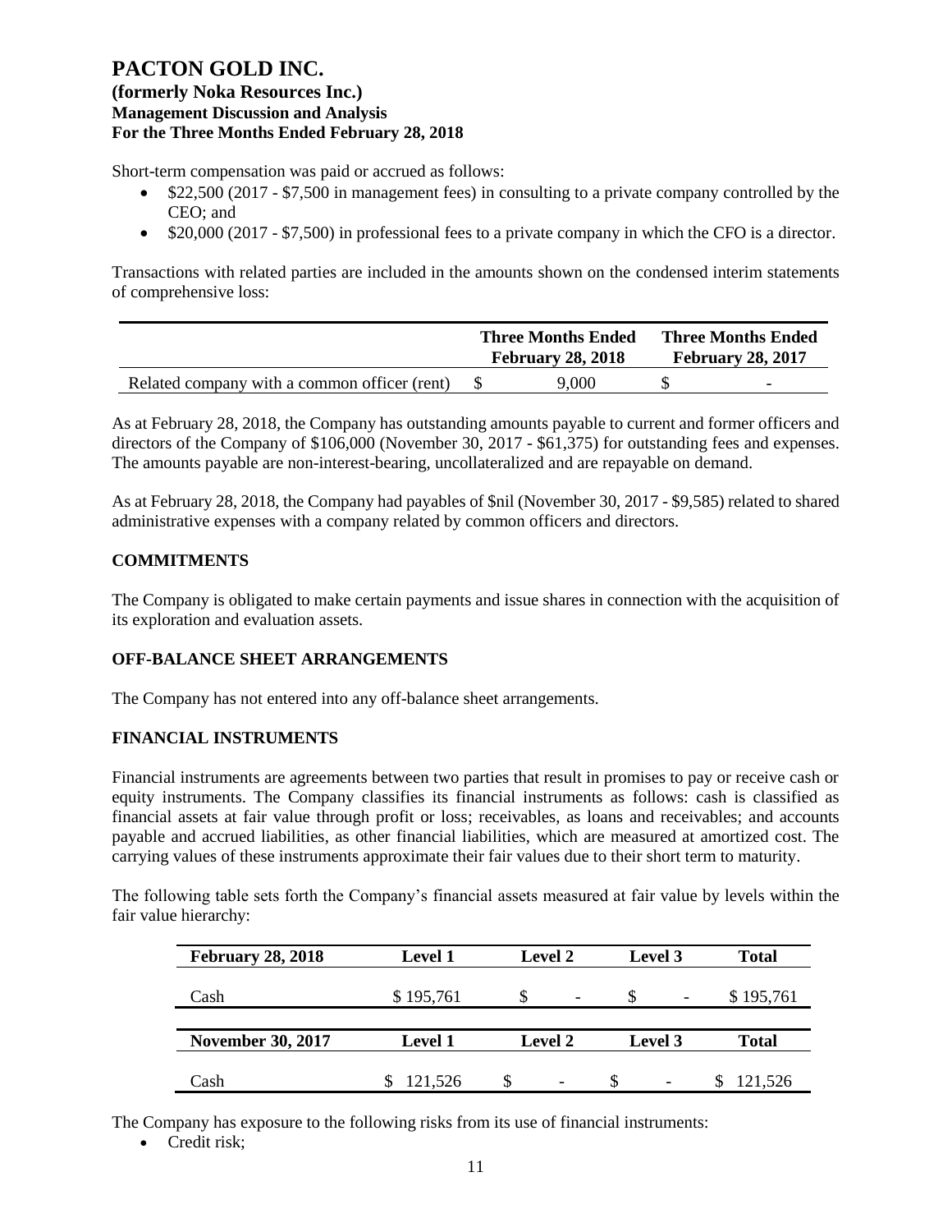Short-term compensation was paid or accrued as follows:

- $22,500 (2017 - $7,500 in management fees) in consulting to a private company controlled by the CEO; and
- $20,000 (2017 - $7,500) in professional fees to a private company in which the CFO is a director.

Transactions with related parties are included in the amounts shown on the condensed interim statements of comprehensive loss:

| | Three Months Ended February 28, 2018 | Three Months Ended February 28, 2017 |
|---|---|---|
| Related company with a common officer (rent) | $ 9,000 | $ - |

As at February 28, 2018, the Company has outstanding amounts payable to current and former officers and directors of the Company of $106,000 (November 30, 2017 - $61,375) for outstanding fees and expenses. The amounts payable are non-interest-bearing, uncollateralized and are repayable on demand.

As at February 28, 2018, the Company had payables of $nil (November 30, 2017 - $9,585) related to shared administrative expenses with a company related by common officers and directors.

## COMMITMENTS

The Company is obligated to make certain payments and issue shares in connection with the acquisition of its exploration and evaluation assets.

## OFF-BALANCE SHEET ARRANGEMENTS

The Company has not entered into any off-balance sheet arrangements.

## FINANCIAL INSTRUMENTS

Financial instruments are agreements between two parties that result in promises to pay or receive cash or equity instruments. The Company classifies its financial instruments as follows: cash is classified as financial assets at fair value through profit or loss; receivables, as loans and receivables; and accounts payable and accrued liabilities, as other financial liabilities, which are measured at amortized cost. The carrying values of these instruments approximate their fair values due to their short term to maturity.

The following table sets forth the Company's financial assets measured at fair value by levels within the fair value hierarchy:

| February 28, 2018 | Level 1 | Level 2 | Level 3 | Total |
|---|---|---|---|---|
| Cash | $ 195,761 | $ - | $ - | $ 195,761 |
| **November 30, 2017** | **Level 1** | **Level 2** | **Level 3** | **Total** |
| Cash | $ 121,526 | $ - | $ - | $ 121,526 |

The Company has exposure to the following risks from its use of financial instruments:

- Credit risk;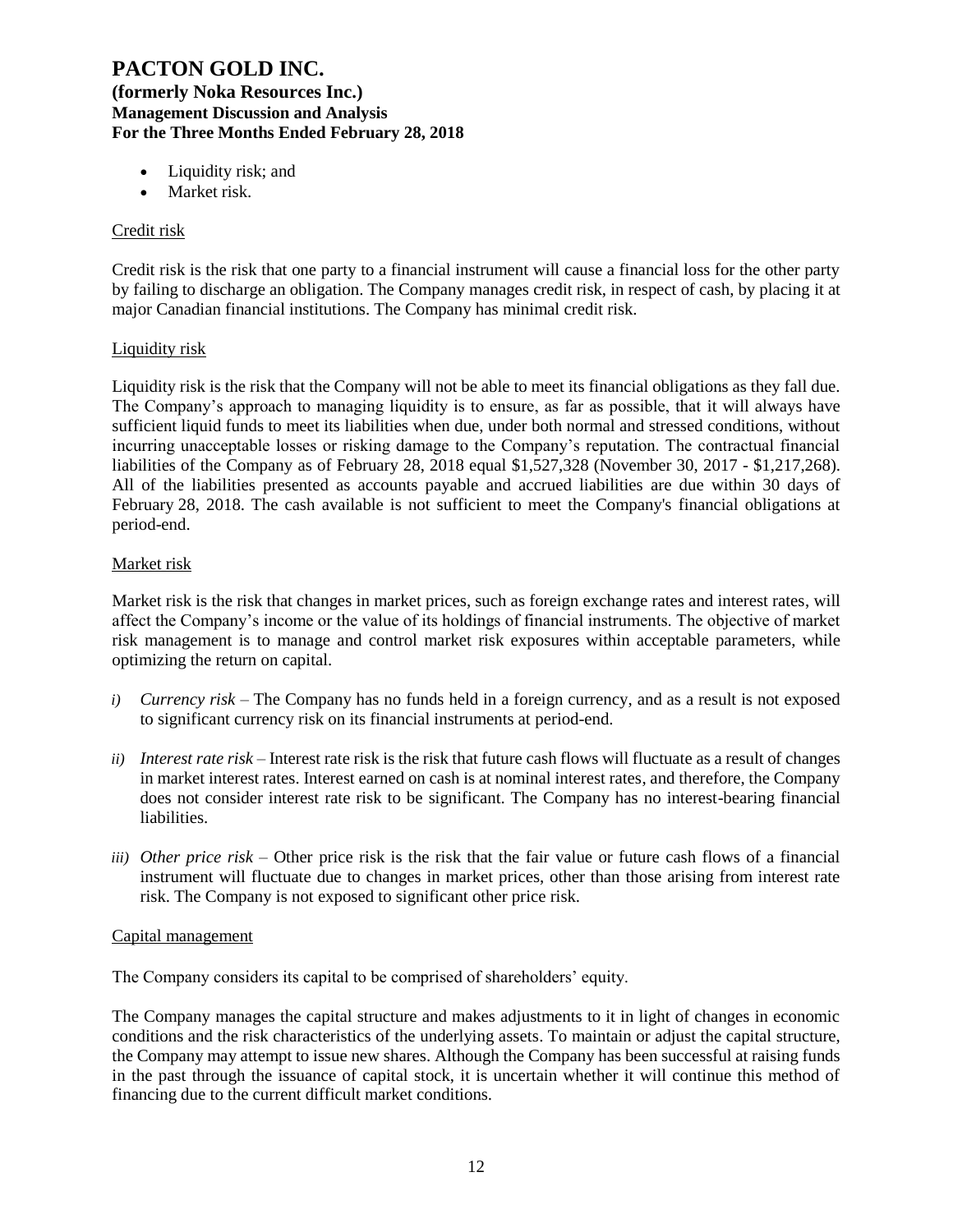- Liquidity risk; and
- Market risk.

Credit risk

Credit risk is the risk that one party to a financial instrument will cause a financial loss for the other party by failing to discharge an obligation. The Company manages credit risk, in respect of cash, by placing it at major Canadian financial institutions. The Company has minimal credit risk.

Liquidity risk

Liquidity risk is the risk that the Company will not be able to meet its financial obligations as they fall due. The Company's approach to managing liquidity is to ensure, as far as possible, that it will always have sufficient liquid funds to meet its liabilities when due, under both normal and stressed conditions, without incurring unacceptable losses or risking damage to the Company's reputation. The contractual financial liabilities of the Company as of February 28, 2018 equal $1,527,328 (November 30, 2017 - $1,217,268). All of the liabilities presented as accounts payable and accrued liabilities are due within 30 days of February 28, 2018. The cash available is not sufficient to meet the Company's financial obligations at period-end.

Market risk

Market risk is the risk that changes in market prices, such as foreign exchange rates and interest rates, will affect the Company's income or the value of its holdings of financial instruments. The objective of market risk management is to manage and control market risk exposures within acceptable parameters, while optimizing the return on capital.

*i) Currency risk* – The Company has no funds held in a foreign currency, and as a result is not exposed to significant currency risk on its financial instruments at period-end.

*ii) Interest rate risk* – Interest rate risk is the risk that future cash flows will fluctuate as a result of changes in market interest rates. Interest earned on cash is at nominal interest rates, and therefore, the Company does not consider interest rate risk to be significant. The Company has no interest-bearing financial liabilities.

*iii) Other price risk* – Other price risk is the risk that the fair value or future cash flows of a financial instrument will fluctuate due to changes in market prices, other than those arising from interest rate risk. The Company is not exposed to significant other price risk.

Capital management

The Company considers its capital to be comprised of shareholders' equity.

The Company manages the capital structure and makes adjustments to it in light of changes in economic conditions and the risk characteristics of the underlying assets. To maintain or adjust the capital structure, the Company may attempt to issue new shares. Although the Company has been successful at raising funds in the past through the issuance of capital stock, it is uncertain whether it will continue this method of financing due to the current difficult market conditions.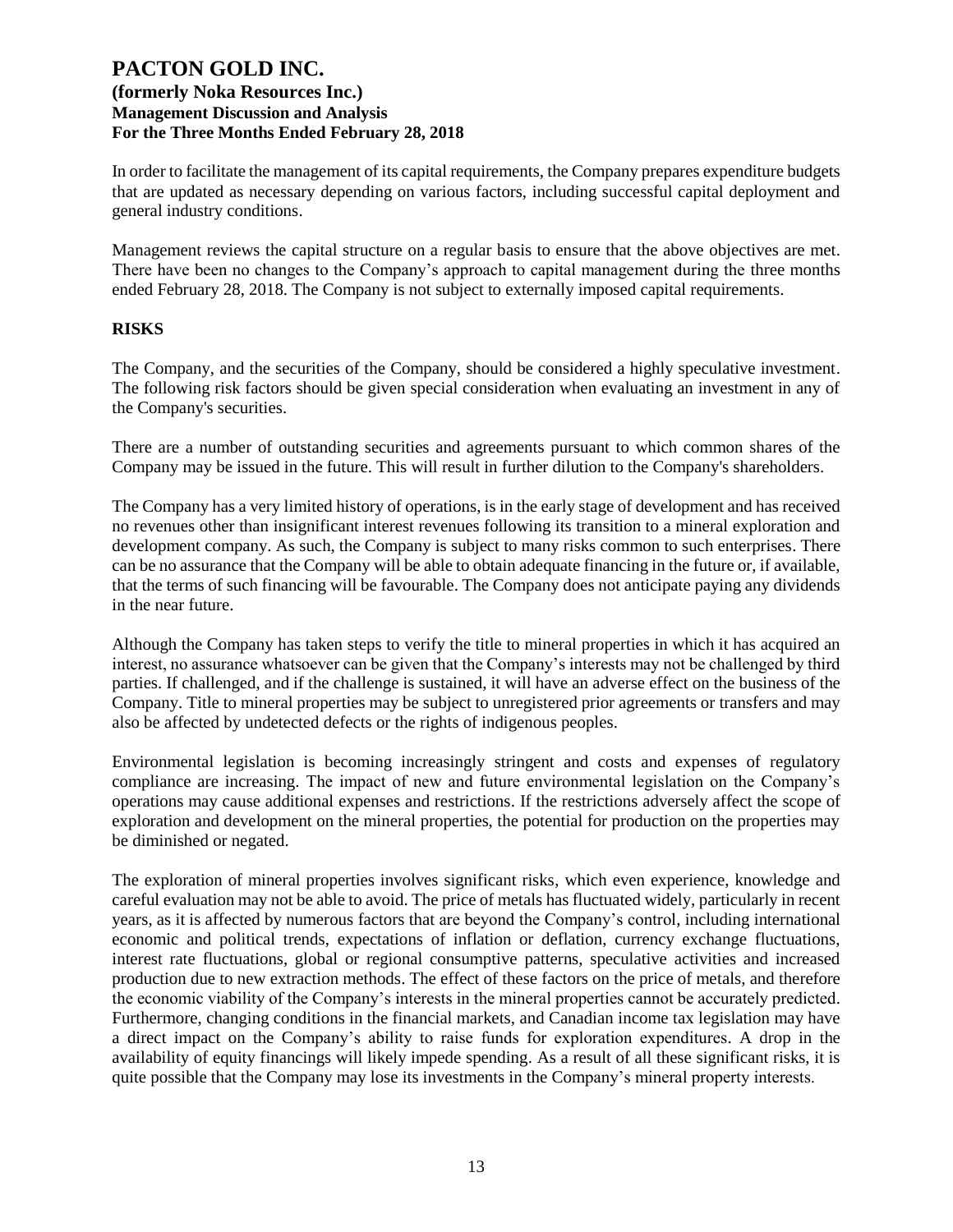In order to facilitate the management of its capital requirements, the Company prepares expenditure budgets that are updated as necessary depending on various factors, including successful capital deployment and general industry conditions.

Management reviews the capital structure on a regular basis to ensure that the above objectives are met. There have been no changes to the Company's approach to capital management during the three months ended February 28, 2018. The Company is not subject to externally imposed capital requirements.

## RISKS

The Company, and the securities of the Company, should be considered a highly speculative investment. The following risk factors should be given special consideration when evaluating an investment in any of the Company's securities.

There are a number of outstanding securities and agreements pursuant to which common shares of the Company may be issued in the future. This will result in further dilution to the Company's shareholders.

The Company has a very limited history of operations, is in the early stage of development and has received no revenues other than insignificant interest revenues following its transition to a mineral exploration and development company. As such, the Company is subject to many risks common to such enterprises. There can be no assurance that the Company will be able to obtain adequate financing in the future or, if available, that the terms of such financing will be favourable. The Company does not anticipate paying any dividends in the near future.

Although the Company has taken steps to verify the title to mineral properties in which it has acquired an interest, no assurance whatsoever can be given that the Company's interests may not be challenged by third parties. If challenged, and if the challenge is sustained, it will have an adverse effect on the business of the Company. Title to mineral properties may be subject to unregistered prior agreements or transfers and may also be affected by undetected defects or the rights of indigenous peoples.

Environmental legislation is becoming increasingly stringent and costs and expenses of regulatory compliance are increasing. The impact of new and future environmental legislation on the Company's operations may cause additional expenses and restrictions. If the restrictions adversely affect the scope of exploration and development on the mineral properties, the potential for production on the properties may be diminished or negated.

The exploration of mineral properties involves significant risks, which even experience, knowledge and careful evaluation may not be able to avoid. The price of metals has fluctuated widely, particularly in recent years, as it is affected by numerous factors that are beyond the Company's control, including international economic and political trends, expectations of inflation or deflation, currency exchange fluctuations, interest rate fluctuations, global or regional consumptive patterns, speculative activities and increased production due to new extraction methods. The effect of these factors on the price of metals, and therefore the economic viability of the Company's interests in the mineral properties cannot be accurately predicted. Furthermore, changing conditions in the financial markets, and Canadian income tax legislation may have a direct impact on the Company's ability to raise funds for exploration expenditures. A drop in the availability of equity financings will likely impede spending. As a result of all these significant risks, it is quite possible that the Company may lose its investments in the Company's mineral property interests.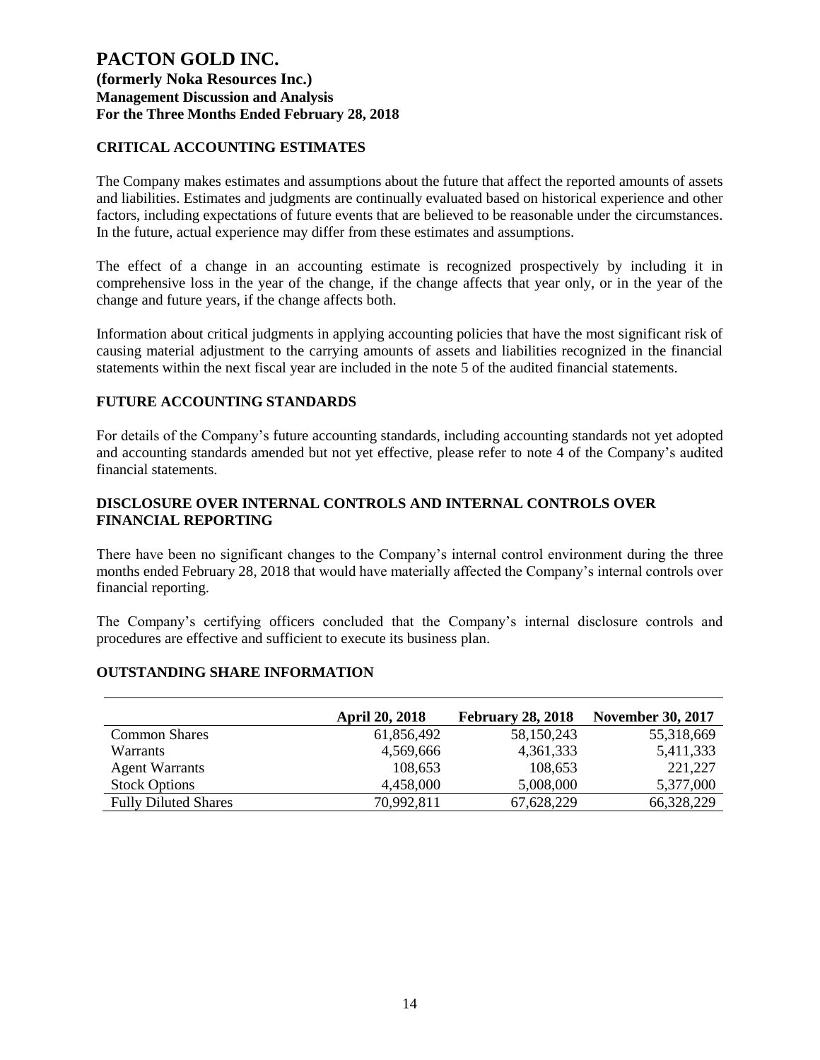## CRITICAL ACCOUNTING ESTIMATES

The Company makes estimates and assumptions about the future that affect the reported amounts of assets and liabilities. Estimates and judgments are continually evaluated based on historical experience and other factors, including expectations of future events that are believed to be reasonable under the circumstances. In the future, actual experience may differ from these estimates and assumptions.

The effect of a change in an accounting estimate is recognized prospectively by including it in comprehensive loss in the year of the change, if the change affects that year only, or in the year of the change and future years, if the change affects both.

Information about critical judgments in applying accounting policies that have the most significant risk of causing material adjustment to the carrying amounts of assets and liabilities recognized in the financial statements within the next fiscal year are included in the note 5 of the audited financial statements.

## FUTURE ACCOUNTING STANDARDS

For details of the Company's future accounting standards, including accounting standards not yet adopted and accounting standards amended but not yet effective, please refer to note 4 of the Company's audited financial statements.

## DISCLOSURE OVER INTERNAL CONTROLS AND INTERNAL CONTROLS OVER FINANCIAL REPORTING

There have been no significant changes to the Company's internal control environment during the three months ended February 28, 2018 that would have materially affected the Company's internal controls over financial reporting.

The Company's certifying officers concluded that the Company's internal disclosure controls and procedures are effective and sufficient to execute its business plan.

## OUTSTANDING SHARE INFORMATION

| | April 20, 2018 | February 28, 2018 | November 30, 2017 |
|---|---|---|---|
| Common Shares | 61,856,492 | 58,150,243 | 55,318,669 |
| Warrants | 4,569,666 | 4,361,333 | 5,411,333 |
| Agent Warrants | 108,653 | 108,653 | 221,227 |
| Stock Options | 4,458,000 | 5,008,000 | 5,377,000 |
| Fully Diluted Shares | 70,992,811 | 67,628,229 | 66,328,229 |